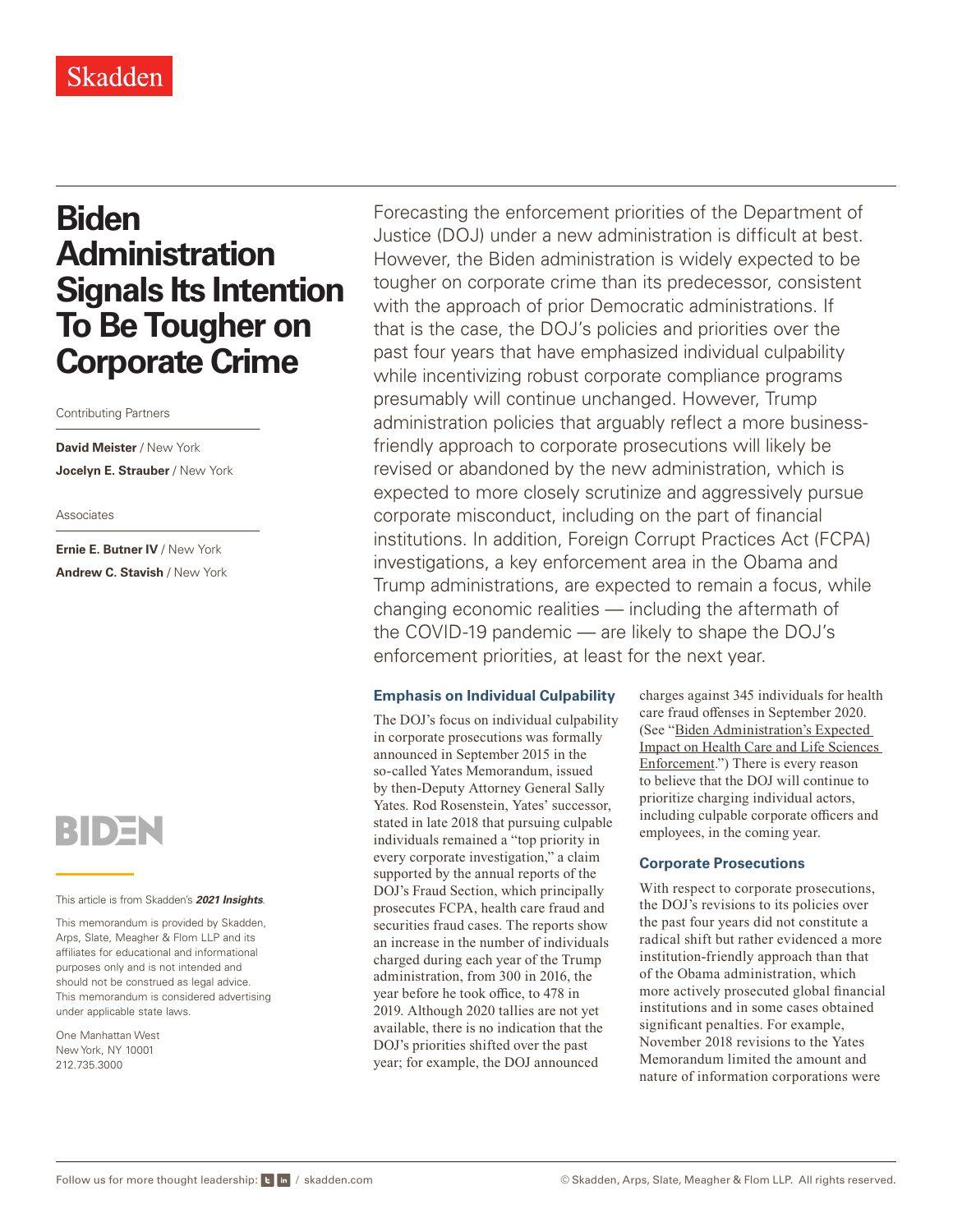# Biden Administration Signals Its Intention To Be Tougher on Corporate Crime

Contributing Partners

**David Meister** / New York

**Jocelyn E. Strauber** / New York

Associates

**Ernie E. Butner IV** / New York

**Andrew C. Stavish** / New York

This article is from Skadden's ***2021 Insights***.

This memorandum is provided by Skadden, Arps, Slate, Meagher & Flom LLP and its affiliates for educational and informational purposes only and is not intended and should not be construed as legal advice. This memorandum is considered advertising under applicable state laws.

One Manhattan West
New York, NY 10001
212.735.3000

Forecasting the enforcement priorities of the Department of Justice (DOJ) under a new administration is difficult at best. However, the Biden administration is widely expected to be tougher on corporate crime than its predecessor, consistent with the approach of prior Democratic administrations. If that is the case, the DOJ's policies and priorities over the past four years that have emphasized individual culpability while incentivizing robust corporate compliance programs presumably will continue unchanged. However, Trump administration policies that arguably reflect a more business-friendly approach to corporate prosecutions will likely be revised or abandoned by the new administration, which is expected to more closely scrutinize and aggressively pursue corporate misconduct, including on the part of financial institutions. In addition, Foreign Corrupt Practices Act (FCPA) investigations, a key enforcement area in the Obama and Trump administrations, are expected to remain a focus, while changing economic realities — including the aftermath of the COVID-19 pandemic — are likely to shape the DOJ's enforcement priorities, at least for the next year.

## Emphasis on Individual Culpability

The DOJ's focus on individual culpability in corporate prosecutions was formally announced in September 2015 in the so-called Yates Memorandum, issued by then-Deputy Attorney General Sally Yates. Rod Rosenstein, Yates' successor, stated in late 2018 that pursuing culpable individuals remained a "top priority in every corporate investigation," a claim supported by the annual reports of the DOJ's Fraud Section, which principally prosecutes FCPA, health care fraud and securities fraud cases. The reports show an increase in the number of individuals charged during each year of the Trump administration, from 300 in 2016, the year before he took office, to 478 in 2019. Although 2020 tallies are not yet available, there is no indication that the DOJ's priorities shifted over the past year; for example, the DOJ announced charges against 345 individuals for health care fraud offenses in September 2020. (See "Biden Administration's Expected Impact on Health Care and Life Sciences Enforcement.") There is every reason to believe that the DOJ will continue to prioritize charging individual actors, including culpable corporate officers and employees, in the coming year.

## Corporate Prosecutions

With respect to corporate prosecutions, the DOJ's revisions to its policies over the past four years did not constitute a radical shift but rather evidenced a more institution-friendly approach than that of the Obama administration, which more actively prosecuted global financial institutions and in some cases obtained significant penalties. For example, November 2018 revisions to the Yates Memorandum limited the amount and nature of information corporations were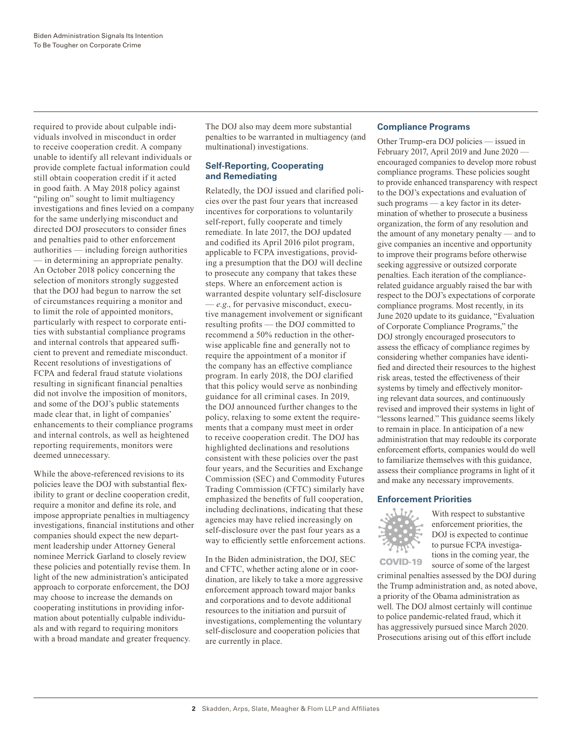required to provide about culpable individuals involved in misconduct in order to receive cooperation credit. A company unable to identify all relevant individuals or provide complete factual information could still obtain cooperation credit if it acted in good faith. A May 2018 policy against "piling on" sought to limit multiagency investigations and fines levied on a company for the same underlying misconduct and directed DOJ prosecutors to consider fines and penalties paid to other enforcement authorities — including foreign authorities — in determining an appropriate penalty. An October 2018 policy concerning the selection of monitors strongly suggested that the DOJ had begun to narrow the set of circumstances requiring a monitor and to limit the role of appointed monitors, particularly with respect to corporate entities with substantial compliance programs and internal controls that appeared sufficient to prevent and remediate misconduct. Recent resolutions of investigations of FCPA and federal fraud statute violations resulting in significant financial penalties did not involve the imposition of monitors, and some of the DOJ's public statements made clear that, in light of companies' enhancements to their compliance programs and internal controls, as well as heightened reporting requirements, monitors were deemed unnecessary.

While the above-referenced revisions to its policies leave the DOJ with substantial flexibility to grant or decline cooperation credit, require a monitor and define its role, and impose appropriate penalties in multiagency investigations, financial institutions and other companies should expect the new department leadership under Attorney General nominee Merrick Garland to closely review these policies and potentially revise them. In light of the new administration's anticipated approach to corporate enforcement, the DOJ may choose to increase the demands on cooperating institutions in providing information about potentially culpable individuals and with regard to requiring monitors with a broad mandate and greater frequency. The DOJ also may deem more substantial penalties to be warranted in multiagency (and multinational) investigations.

## Self-Reporting, Cooperating and Remediating

Relatedly, the DOJ issued and clarified policies over the past four years that increased incentives for corporations to voluntarily self-report, fully cooperate and timely remediate. In late 2017, the DOJ updated and codified its April 2016 pilot program, applicable to FCPA investigations, providing a presumption that the DOJ will decline to prosecute any company that takes these steps. Where an enforcement action is warranted despite voluntary self-disclosure — *e.g.*, for pervasive misconduct, executive management involvement or significant resulting profits — the DOJ committed to recommend a 50% reduction in the otherwise applicable fine and generally not to require the appointment of a monitor if the company has an effective compliance program. In early 2018, the DOJ clarified that this policy would serve as nonbinding guidance for all criminal cases. In 2019, the DOJ announced further changes to the policy, relaxing to some extent the requirements that a company must meet in order to receive cooperation credit. The DOJ has highlighted declinations and resolutions consistent with these policies over the past four years, and the Securities and Exchange Commission (SEC) and Commodity Futures Trading Commission (CFTC) similarly have emphasized the benefits of full cooperation, including declinations, indicating that these agencies may have relied increasingly on self-disclosure over the past four years as a way to efficiently settle enforcement actions.

In the Biden administration, the DOJ, SEC and CFTC, whether acting alone or in coordination, are likely to take a more aggressive enforcement approach toward major banks and corporations and to devote additional resources to the initiation and pursuit of investigations, complementing the voluntary self-disclosure and cooperation policies that are currently in place.

## Compliance Programs

Other Trump-era DOJ policies — issued in February 2017, April 2019 and June 2020 — encouraged companies to develop more robust compliance programs. These policies sought to provide enhanced transparency with respect to the DOJ's expectations and evaluation of such programs — a key factor in its determination of whether to prosecute a business organization, the form of any resolution and the amount of any monetary penalty — and to give companies an incentive and opportunity to improve their programs before otherwise seeking aggressive or outsized corporate penalties. Each iteration of the compliance-related guidance arguably raised the bar with respect to the DOJ's expectations of corporate compliance programs. Most recently, in its June 2020 update to its guidance, "Evaluation of Corporate Compliance Programs," the DOJ strongly encouraged prosecutors to assess the efficacy of compliance regimes by considering whether companies have identified and directed their resources to the highest risk areas, tested the effectiveness of their systems by timely and effectively monitoring relevant data sources, and continuously revised and improved their systems in light of "lessons learned." This guidance seems likely to remain in place. In anticipation of a new administration that may redouble its corporate enforcement efforts, companies would do well to familiarize themselves with this guidance, assess their compliance programs in light of it and make any necessary improvements.

## Enforcement Priorities

COVID-19

With respect to substantive enforcement priorities, the DOJ is expected to continue to pursue FCPA investigations in the coming year, the source of some of the largest criminal penalties assessed by the DOJ during the Trump administration and, as noted above, a priority of the Obama administration as well. The DOJ almost certainly will continue to police pandemic-related fraud, which it has aggressively pursued since March 2020. Prosecutions arising out of this effort include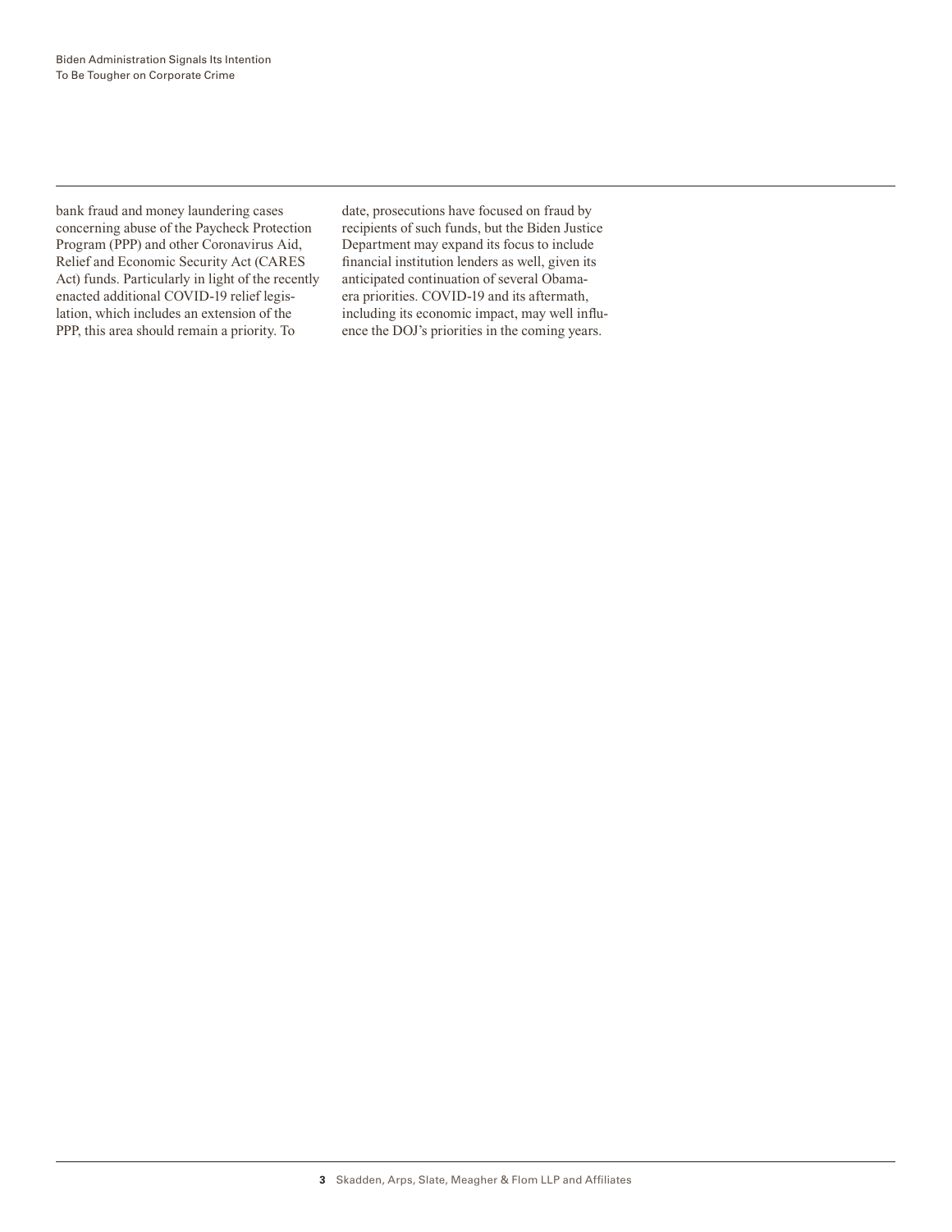bank fraud and money laundering cases concerning abuse of the Paycheck Protection Program (PPP) and other Coronavirus Aid, Relief and Economic Security Act (CARES Act) funds. Particularly in light of the recently enacted additional COVID-19 relief legislation, which includes an extension of the PPP, this area should remain a priority. To date, prosecutions have focused on fraud by recipients of such funds, but the Biden Justice Department may expand its focus to include financial institution lenders as well, given its anticipated continuation of several Obama-era priorities. COVID-19 and its aftermath, including its economic impact, may well influence the DOJ's priorities in the coming years.